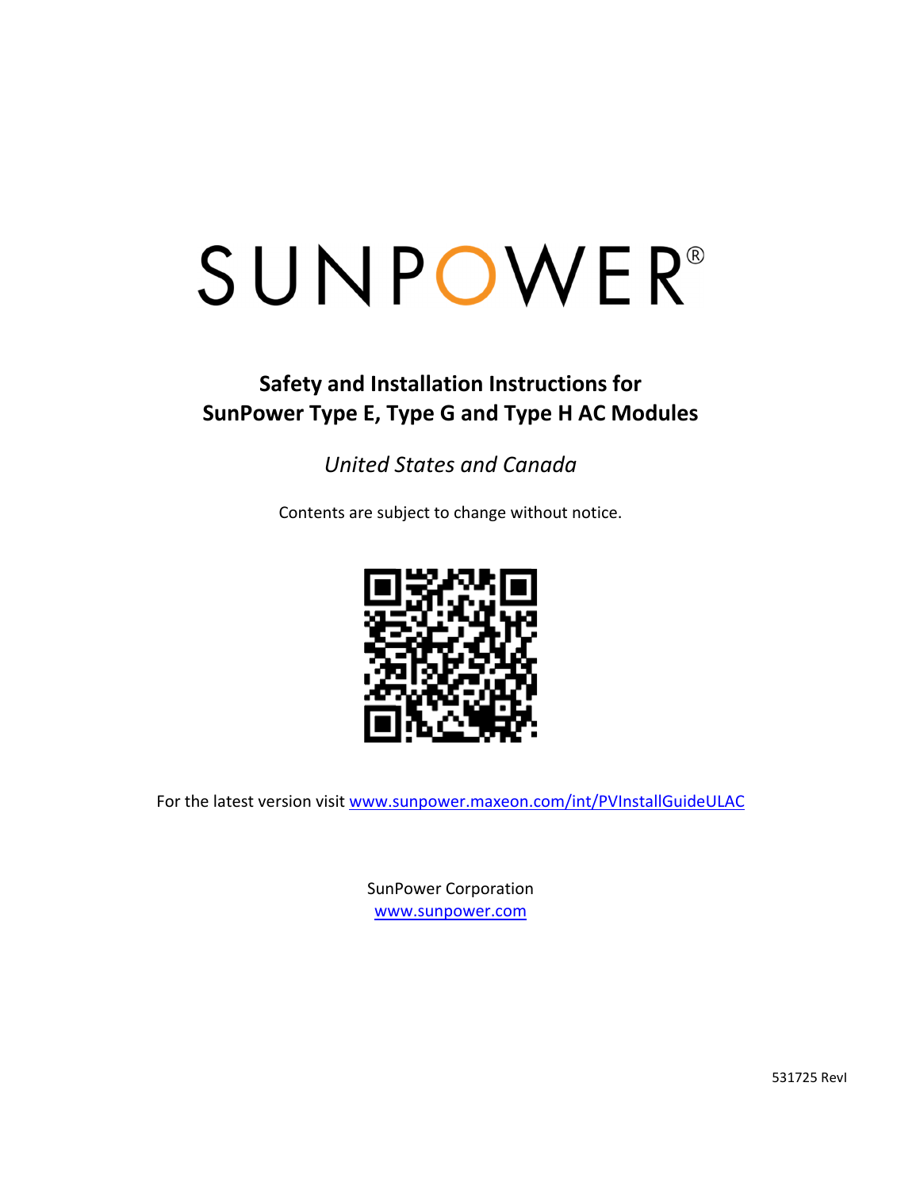# SUNPOWER®

## Safety and Installation Instructions for SunPower Type E, Type G and Type H AC Modules

*United States and Canada*

Contents are subject to change without notice.

For the latest version visit www.sunpower.maxeon.com/int/PVInstallGuideULAC

SunPower Corporation
www.sunpower.com

531725 RevI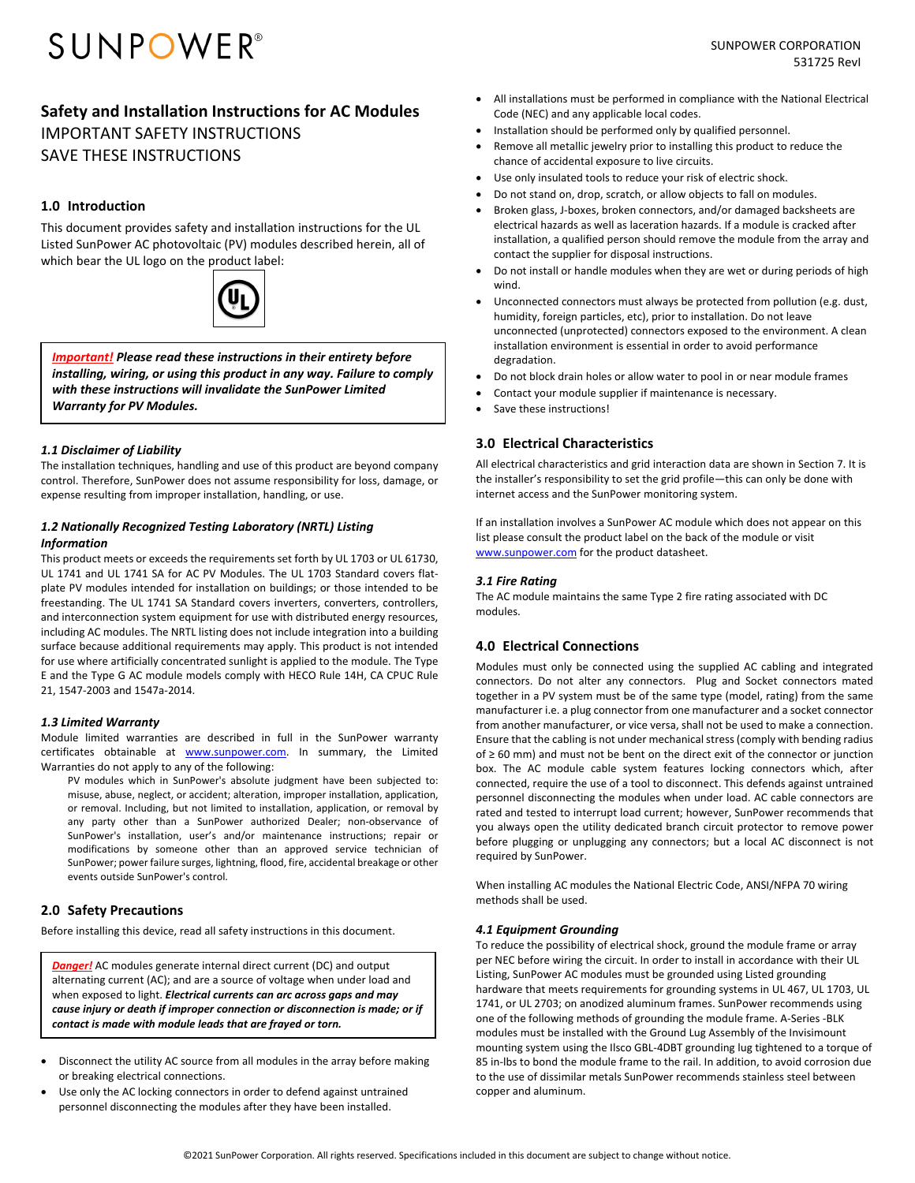# Safety and Installation Instructions for AC Modules

IMPORTANT SAFETY INSTRUCTIONS

SAVE THESE INSTRUCTIONS

## 1.0 Introduction

This document provides safety and installation instructions for the UL Listed SunPower AC photovoltaic (PV) modules described herein, all of which bear the UL logo on the product label:

> ***Important!*** ***Please read these instructions in their entirety before installing, wiring, or using this product in any way. Failure to comply with these instructions will invalidate the SunPower Limited Warranty for PV Modules.***

### *1.1 Disclaimer of Liability*

The installation techniques, handling and use of this product are beyond company control. Therefore, SunPower does not assume responsibility for loss, damage, or expense resulting from improper installation, handling, or use.

### *1.2 Nationally Recognized Testing Laboratory (NRTL) Listing Information*

This product meets or exceeds the requirements set forth by UL 1703 or UL 61730, UL 1741 and UL 1741 SA for AC PV Modules. The UL 1703 Standard covers flat-plate PV modules intended for installation on buildings; or those intended to be freestanding. The UL 1741 SA Standard covers inverters, converters, controllers, and interconnection system equipment for use with distributed energy resources, including AC modules. The NRTL listing does not include integration into a building surface because additional requirements may apply. This product is not intended for use where artificially concentrated sunlight is applied to the module. The Type E and the Type G AC module models comply with HECO Rule 14H, CA CPUC Rule 21, 1547-2003 and 1547a-2014.

### *1.3 Limited Warranty*

Module limited warranties are described in full in the SunPower warranty certificates obtainable at www.sunpower.com. In summary, the Limited Warranties do not apply to any of the following:

> PV modules which in SunPower's absolute judgment have been subjected to: misuse, abuse, neglect, or accident; alteration, improper installation, application, or removal. Including, but not limited to installation, application, or removal by any party other than a SunPower authorized Dealer; non-observance of SunPower's installation, user's and/or maintenance instructions; repair or modifications by someone other than an approved service technician of SunPower; power failure surges, lightning, flood, fire, accidental breakage or other events outside SunPower's control.

## 2.0 Safety Precautions

Before installing this device, read all safety instructions in this document.

> ***Danger!*** AC modules generate internal direct current (DC) and output alternating current (AC); and are a source of voltage when under load and when exposed to light. ***Electrical currents can arc across gaps and may cause injury or death if improper connection or disconnection is made; or if contact is made with module leads that are frayed or torn.***

- Disconnect the utility AC source from all modules in the array before making or breaking electrical connections.
- Use only the AC locking connectors in order to defend against untrained personnel disconnecting the modules after they have been installed.
- All installations must be performed in compliance with the National Electrical Code (NEC) and any applicable local codes.
- Installation should be performed only by qualified personnel.
- Remove all metallic jewelry prior to installing this product to reduce the chance of accidental exposure to live circuits.
- Use only insulated tools to reduce your risk of electric shock.
- Do not stand on, drop, scratch, or allow objects to fall on modules.
- Broken glass, J-boxes, broken connectors, and/or damaged backsheets are electrical hazards as well as laceration hazards. If a module is cracked after installation, a qualified person should remove the module from the array and contact the supplier for disposal instructions.
- Do not install or handle modules when they are wet or during periods of high wind.
- Unconnected connectors must always be protected from pollution (e.g. dust, humidity, foreign particles, etc), prior to installation. Do not leave unconnected (unprotected) connectors exposed to the environment. A clean installation environment is essential in order to avoid performance degradation.
- Do not block drain holes or allow water to pool in or near module frames
- Contact your module supplier if maintenance is necessary.
- Save these instructions!

## 3.0 Electrical Characteristics

All electrical characteristics and grid interaction data are shown in Section 7. It is the installer's responsibility to set the grid profile—this can only be done with internet access and the SunPower monitoring system.

If an installation involves a SunPower AC module which does not appear on this list please consult the product label on the back of the module or visit www.sunpower.com for the product datasheet.

### *3.1 Fire Rating*

The AC module maintains the same Type 2 fire rating associated with DC modules.

## 4.0 Electrical Connections

Modules must only be connected using the supplied AC cabling and integrated connectors. Do not alter any connectors. Plug and Socket connectors mated together in a PV system must be of the same type (model, rating) from the same manufacturer i.e. a plug connector from one manufacturer and a socket connector from another manufacturer, or vice versa, shall not be used to make a connection. Ensure that the cabling is not under mechanical stress (comply with bending radius of ≥ 60 mm) and must not be bent on the direct exit of the connector or junction box. The AC module cable system features locking connectors which, after connected, require the use of a tool to disconnect. This defends against untrained personnel disconnecting the modules when under load. AC cable connectors are rated and tested to interrupt load current; however, SunPower recommends that you always open the utility dedicated branch circuit protector to remove power before plugging or unplugging any connectors; but a local AC disconnect is not required by SunPower.

When installing AC modules the National Electric Code, ANSI/NFPA 70 wiring methods shall be used.

### *4.1 Equipment Grounding*

To reduce the possibility of electrical shock, ground the module frame or array per NEC before wiring the circuit. In order to install in accordance with their UL Listing, SunPower AC modules must be grounded using Listed grounding hardware that meets requirements for grounding systems in UL 467, UL 1703, UL 1741, or UL 2703; on anodized aluminum frames. SunPower recommends using one of the following methods of grounding the module frame. A-Series -BLK modules must be installed with the Ground Lug Assembly of the Invisimount mounting system using the Ilsco GBL-4DBT grounding lug tightened to a torque of 85 in-lbs to bond the module frame to the rail. In addition, to avoid corrosion due to the use of dissimilar metals SunPower recommends stainless steel between copper and aluminum.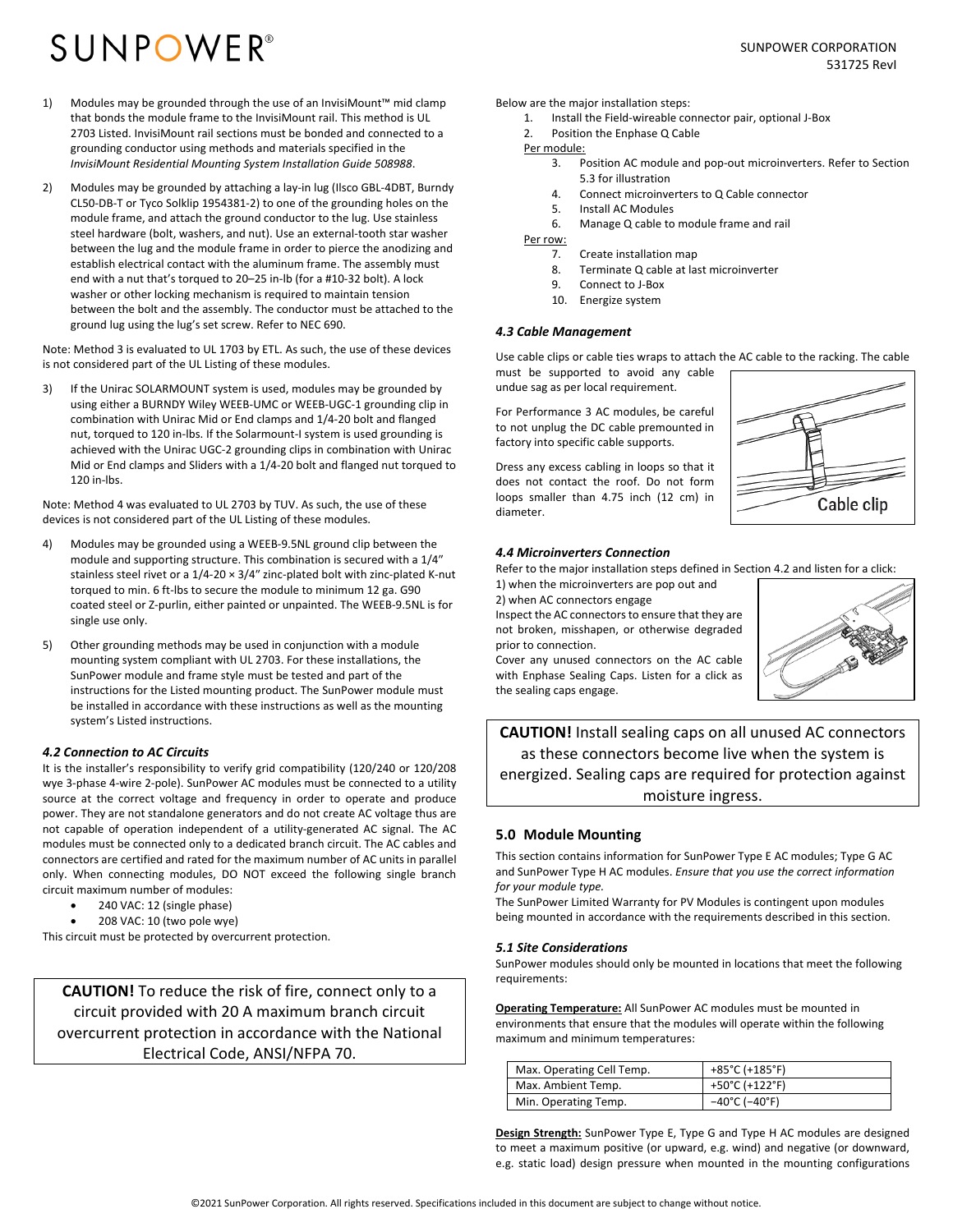1) Modules may be grounded through the use of an InvisiMount™ mid clamp that bonds the module frame to the InvisiMount rail. This method is UL 2703 Listed. InvisiMount rail sections must be bonded and connected to a grounding conductor using methods and materials specified in the *InvisiMount Residential Mounting System Installation Guide 508988*.

2) Modules may be grounded by attaching a lay-in lug (Ilsco GBL-4DBT, Burndy CL50-DB-T or Tyco Solklip 1954381-2) to one of the grounding holes on the module frame, and attach the ground conductor to the lug. Use stainless steel hardware (bolt, washers, and nut). Use an external-tooth star washer between the lug and the module frame in order to pierce the anodizing and establish electrical contact with the aluminum frame. The assembly must end with a nut that's torqued to 20–25 in-lb (for a #10-32 bolt). A lock washer or other locking mechanism is required to maintain tension between the bolt and the assembly. The conductor must be attached to the ground lug using the lug's set screw. Refer to NEC 690.

Note: Method 3 is evaluated to UL 1703 by ETL. As such, the use of these devices is not considered part of the UL Listing of these modules.

3) If the Unirac SOLARMOUNT system is used, modules may be grounded by using either a BURNDY Wiley WEEB-UMC or WEEB-UGC-1 grounding clip in combination with Unirac Mid or End clamps and 1/4-20 bolt and flanged nut, torqued to 120 in-lbs. If the Solarmount-I system is used grounding is achieved with the Unirac UGC-2 grounding clips in combination with Unirac Mid or End clamps and Sliders with a 1/4-20 bolt and flanged nut torqued to 120 in-lbs.

Note: Method 4 was evaluated to UL 2703 by TUV. As such, the use of these devices is not considered part of the UL Listing of these modules.

4) Modules may be grounded using a WEEB-9.5NL ground clip between the module and supporting structure. This combination is secured with a 1/4" stainless steel rivet or a 1/4-20 × 3/4" zinc-plated bolt with zinc-plated K-nut torqued to min. 6 ft-lbs to secure the module to minimum 12 ga. G90 coated steel or Z-purlin, either painted or unpainted. The WEEB-9.5NL is for single use only.

5) Other grounding methods may be used in conjunction with a module mounting system compliant with UL 2703. For these installations, the SunPower module and frame style must be tested and part of the instructions for the Listed mounting product. The SunPower module must be installed in accordance with these instructions as well as the mounting system's Listed instructions.

### *4.2 Connection to AC Circuits*

It is the installer's responsibility to verify grid compatibility (120/240 or 120/208 wye 3-phase 4-wire 2-pole). SunPower AC modules must be connected to a utility source at the correct voltage and frequency in order to operate and produce power. They are not standalone generators and do not create AC voltage thus are not capable of operation independent of a utility-generated AC signal. The AC modules must be connected only to a dedicated branch circuit. The AC cables and connectors are certified and rated for the maximum number of AC units in parallel only. When connecting modules, DO NOT exceed the following single branch circuit maximum number of modules:

- 240 VAC: 12 (single phase)
- 208 VAC: 10 (two pole wye)

This circuit must be protected by overcurrent protection.

> **CAUTION!** To reduce the risk of fire, connect only to a circuit provided with 20 A maximum branch circuit overcurrent protection in accordance with the National Electrical Code, ANSI/NFPA 70.

Below are the major installation steps:

1. Install the Field-wireable connector pair, optional J-Box
2. Position the Enphase Q Cable

Per module:

3. Position AC module and pop-out microinverters. Refer to Section 5.3 for illustration
4. Connect microinverters to Q Cable connector
5. Install AC Modules
6. Manage Q cable to module frame and rail

Per row:

7. Create installation map
8. Terminate Q cable at last microinverter
9. Connect to J-Box
10. Energize system

### *4.3 Cable Management*

Use cable clips or cable ties wraps to attach the AC cable to the racking. The cable must be supported to avoid any cable undue sag as per local requirement.

For Performance 3 AC modules, be careful to not unplug the DC cable premounted in factory into specific cable supports.

Dress any excess cabling in loops so that it does not contact the roof. Do not form loops smaller than 4.75 inch (12 cm) in diameter.

Cable clip

### *4.4 Microinverters Connection*

Refer to the major installation steps defined in Section 4.2 and listen for a click:
1) when the microinverters are pop out and
2) when AC connectors engage

Inspect the AC connectors to ensure that they are not broken, misshapen, or otherwise degraded prior to connection.

Cover any unused connectors on the AC cable with Enphase Sealing Caps. Listen for a click as the sealing caps engage.

> **CAUTION!** Install sealing caps on all unused AC connectors as these connectors become live when the system is energized. Sealing caps are required for protection against moisture ingress.

## 5.0 Module Mounting

This section contains information for SunPower Type E AC modules; Type G AC and SunPower Type H AC modules. *Ensure that you use the correct information for your module type.*

The SunPower Limited Warranty for PV Modules is contingent upon modules being mounted in accordance with the requirements described in this section.

### *5.1 Site Considerations*

SunPower modules should only be mounted in locations that meet the following requirements:

**Operating Temperature:** All SunPower AC modules must be mounted in environments that ensure that the modules will operate within the following maximum and minimum temperatures:

| | |
|---|---|
| Max. Operating Cell Temp. | +85°C (+185°F) |
| Max. Ambient Temp. | +50°C (+122°F) |
| Min. Operating Temp. | −40°C (−40°F) |

**Design Strength:** SunPower Type E, Type G and Type H AC modules are designed to meet a maximum positive (or upward, e.g. wind) and negative (or downward, e.g. static load) design pressure when mounted in the mounting configurations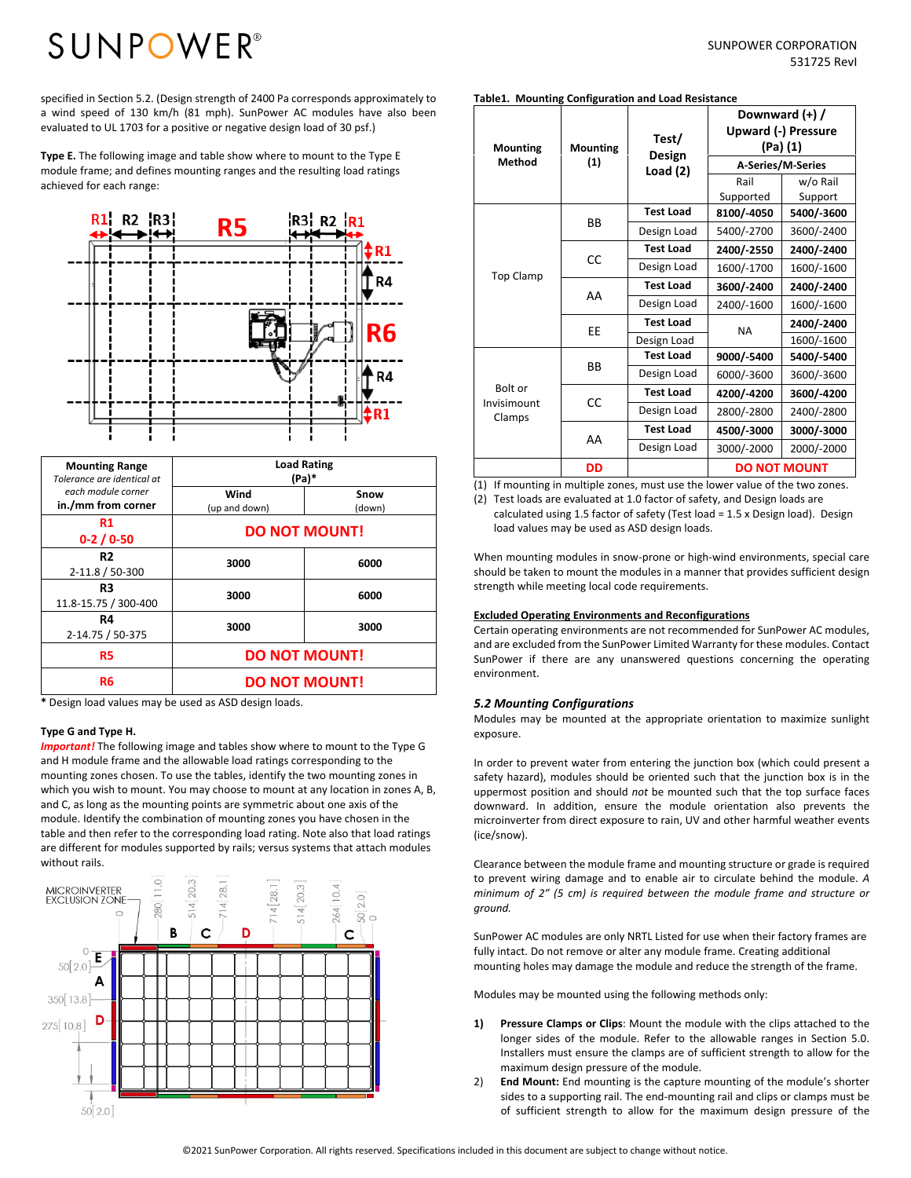specified in Section 5.2. (Design strength of 2400 Pa corresponds approximately to a wind speed of 130 km/h (81 mph). SunPower AC modules have also been evaluated to UL 1703 for a positive or negative design load of 30 psf.)

**Type E.** The following image and table show where to mount to the Type E module frame; and defines mounting ranges and the resulting load ratings achieved for each range:

| Mounting Range *Tolerance are identical at each module corner* **in./mm from corner** | Load Rating (Pa)* | |
|---|---|---|
| | Wind (up and down) | Snow (down) |
| **R1 0-2 / 0-50** | **DO NOT MOUNT!** | |
| **R2** 2-11.8 / 50-300 | 3000 | 6000 |
| **R3** 11.8-15.75 / 300-400 | 3000 | 6000 |
| **R4** 2-14.75 / 50-375 | 3000 | 3000 |
| **R5** | **DO NOT MOUNT!** | |
| **R6** | **DO NOT MOUNT!** | |

\* Design load values may be used as ASD design loads.

**Type G and Type H.**

***Important!*** The following image and tables show where to mount to the Type G and H module frame and the allowable load ratings corresponding to the mounting zones chosen. To use the tables, identify the two mounting zones in which you wish to mount. You may choose to mount at any location in zones A, B, and C, as long as the mounting points are symmetric about one axis of the module. Identify the combination of mounting zones you have chosen in the table and then refer to the corresponding load rating. Note also that load ratings are different for modules supported by rails; versus systems that attach modules without rails.

**Table1. Mounting Configuration and Load Resistance**

| Mounting Method | Mounting (1) | Test/ Design Load (2) | Downward (+) / Upward (-) Pressure (Pa) (1) A-Series/M-Series Rail Supported | w/o Rail Support |
|---|---|---|---|---|
| Top Clamp | BB | **Test Load** | **8100/-4050** | **5400/-3600** |
| | | Design Load | 5400/-2700 | 3600/-2400 |
| | CC | **Test Load** | **2400/-2550** | **2400/-2400** |
| | | Design Load | 1600/-1700 | 1600/-1600 |
| | AA | **Test Load** | **3600/-2400** | **2400/-2400** |
| | | Design Load | 2400/-1600 | 1600/-1600 |
| | EE | **Test Load** | NA | **2400/-2400** |
| | | Design Load | | 1600/-1600 |
| Bolt or Invisimount Clamps | BB | **Test Load** | **9000/-5400** | **5400/-5400** |
| | | Design Load | 6000/-3600 | 3600/-3600 |
| | CC | **Test Load** | **4200/-4200** | **3600/-4200** |
| | | Design Load | 2800/-2800 | 2400/-2800 |
| | AA | **Test Load** | **4500/-3000** | **3000/-3000** |
| | | Design Load | 3000/-2000 | 2000/-2000 |
| | **DD** | | **DO NOT MOUNT** | |

(1) If mounting in multiple zones, must use the lower value of the two zones.
(2) Test loads are evaluated at 1.0 factor of safety, and Design loads are calculated using 1.5 factor of safety (Test load = 1.5 x Design load). Design load values may be used as ASD design loads.

When mounting modules in snow-prone or high-wind environments, special care should be taken to mount the modules in a manner that provides sufficient design strength while meeting local code requirements.

<u>**Excluded Operating Environments and Reconfigurations**</u>

Certain operating environments are not recommended for SunPower AC modules, and are excluded from the SunPower Limited Warranty for these modules. Contact SunPower if there are any unanswered questions concerning the operating environment.

### *5.2 Mounting Configurations*

Modules may be mounted at the appropriate orientation to maximize sunlight exposure.

In order to prevent water from entering the junction box (which could present a safety hazard), modules should be oriented such that the junction box is in the uppermost position and should *not* be mounted such that the top surface faces downward. In addition, ensure the module orientation also prevents the microinverter from direct exposure to rain, UV and other harmful weather events (ice/snow).

Clearance between the module frame and mounting structure or grade is required to prevent wiring damage and to enable air to circulate behind the module. *A minimum of 2" (5 cm) is required between the module frame and structure or ground.*

SunPower AC modules are only NRTL Listed for use when their factory frames are fully intact. Do not remove or alter any module frame. Creating additional mounting holes may damage the module and reduce the strength of the frame.

Modules may be mounted using the following methods only:

1) **Pressure Clamps or Clips**: Mount the module with the clips attached to the longer sides of the module. Refer to the allowable ranges in Section 5.0. Installers must ensure the clamps are of sufficient strength to allow for the maximum design pressure of the module.
2) **End Mount:** End mounting is the capture mounting of the module's shorter sides to a supporting rail. The end-mounting rail and clips or clamps must be of sufficient strength to allow for the maximum design pressure of the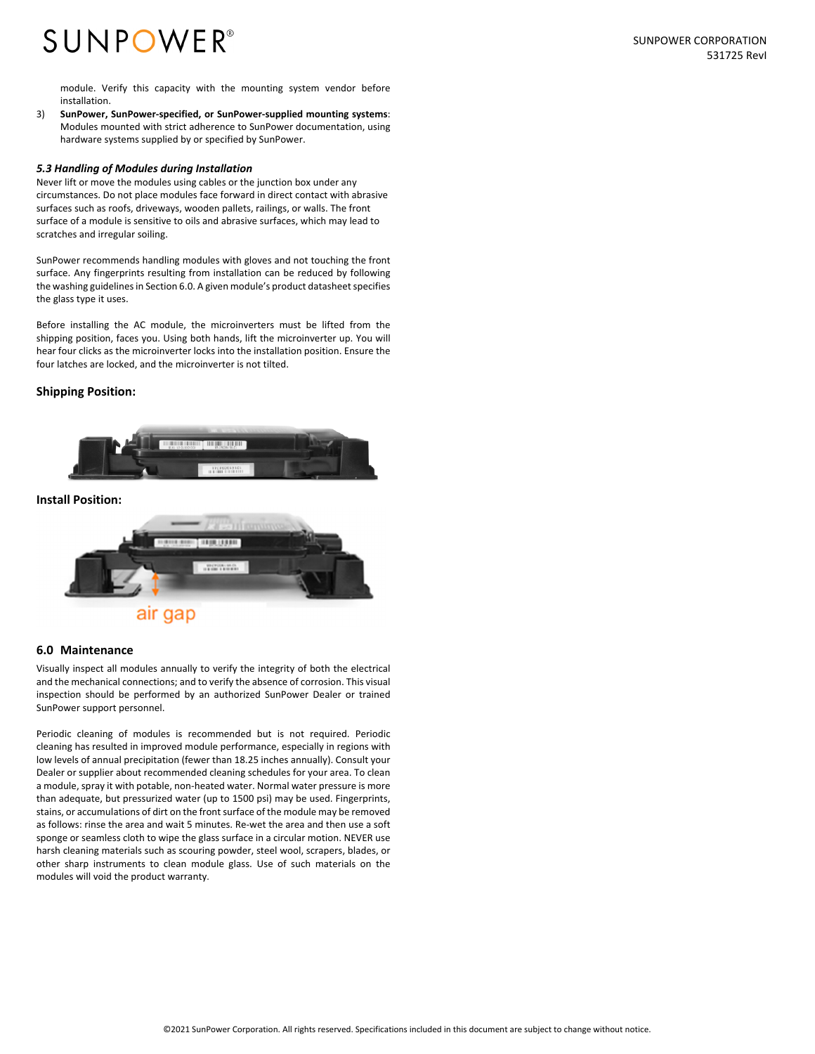module. Verify this capacity with the mounting system vendor before installation.

3) **SunPower, SunPower-specified, or SunPower-supplied mounting systems**: Modules mounted with strict adherence to SunPower documentation, using hardware systems supplied by or specified by SunPower.

### *5.3 Handling of Modules during Installation*

Never lift or move the modules using cables or the junction box under any circumstances. Do not place modules face forward in direct contact with abrasive surfaces such as roofs, driveways, wooden pallets, railings, or walls. The front surface of a module is sensitive to oils and abrasive surfaces, which may lead to scratches and irregular soiling.

SunPower recommends handling modules with gloves and not touching the front surface. Any fingerprints resulting from installation can be reduced by following the washing guidelines in Section 6.0. A given module's product datasheet specifies the glass type it uses.

Before installing the AC module, the microinverters must be lifted from the shipping position, faces you. Using both hands, lift the microinverter up. You will hear four clicks as the microinverter locks into the installation position. Ensure the four latches are locked, and the microinverter is not tilted.

**Shipping Position:**

**Install Position:**

air gap

## 6.0 Maintenance

Visually inspect all modules annually to verify the integrity of both the electrical and the mechanical connections; and to verify the absence of corrosion. This visual inspection should be performed by an authorized SunPower Dealer or trained SunPower support personnel.

Periodic cleaning of modules is recommended but is not required. Periodic cleaning has resulted in improved module performance, especially in regions with low levels of annual precipitation (fewer than 18.25 inches annually). Consult your Dealer or supplier about recommended cleaning schedules for your area. To clean a module, spray it with potable, non-heated water. Normal water pressure is more than adequate, but pressurized water (up to 1500 psi) may be used. Fingerprints, stains, or accumulations of dirt on the front surface of the module may be removed as follows: rinse the area and wait 5 minutes. Re-wet the area and then use a soft sponge or seamless cloth to wipe the glass surface in a circular motion. NEVER use harsh cleaning materials such as scouring powder, steel wool, scrapers, blades, or other sharp instruments to clean module glass. Use of such materials on the modules will void the product warranty.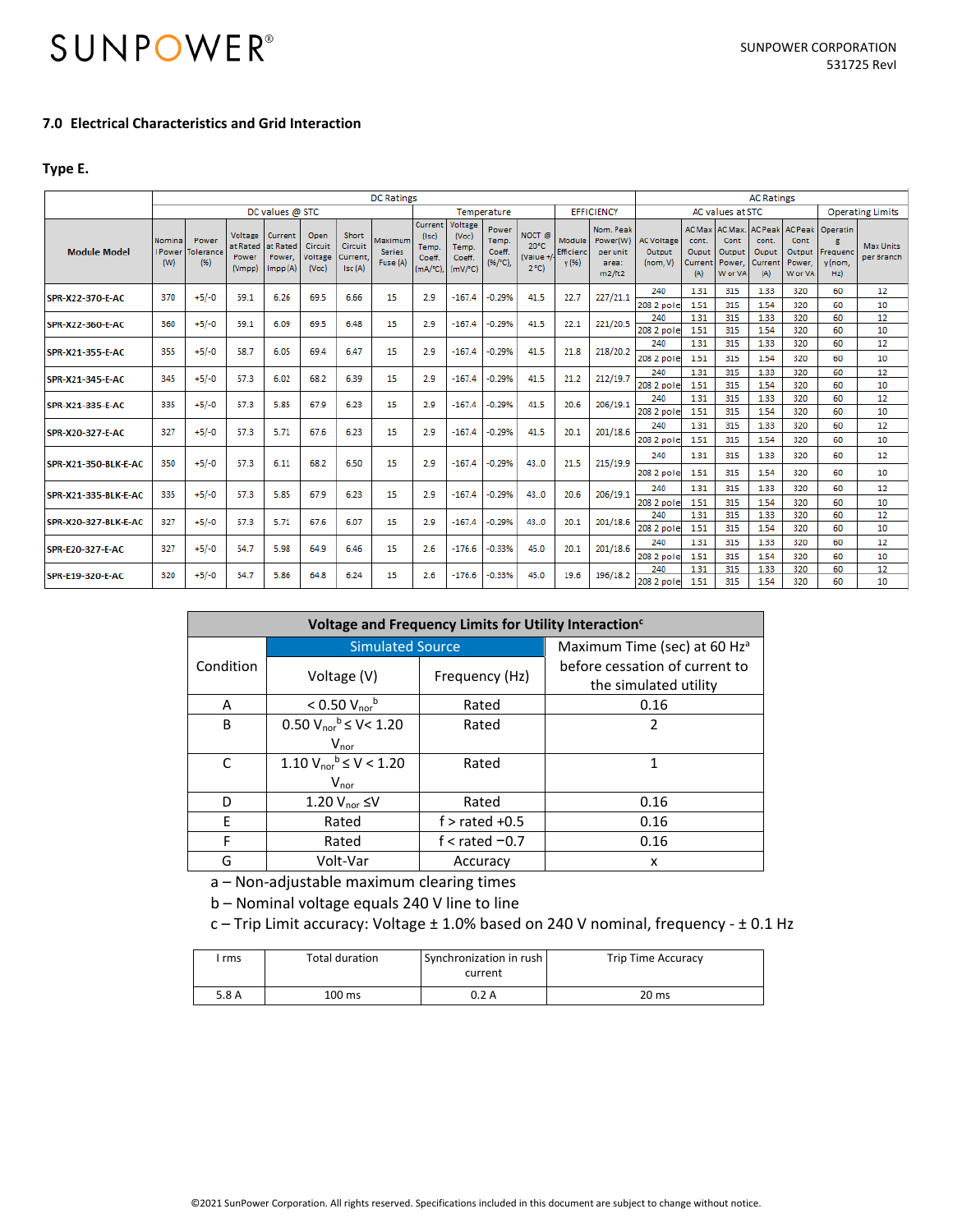## 7.0 Electrical Characteristics and Grid Interaction

**Type E.**

| Module Model | DC Ratings | | | | | | | | | | | | | AC Ratings | | | | | | | |
|---|---|---|---|---|---|---|---|---|---|---|---|---|---|---|---|---|---|---|---|---|---|
| | DC values @ STC | | | | | | | Temperature | | | | EFFICIENCY | | AC values at STC | | | | | | Operating Limits | |
| | Nominal Power (W) | Power Tolerance (%) | Voltage at Rated Power (Vmpp) | Current at Rated Power, Impp (A) | Open Circuit Voltage (Voc) | Short Circuit Current, Isc (A) | Maximum Series Fuse (A) | Current (Isc) Temp. Coeff. (mA/°C), | Voltage (Voc) Temp. Coeff. (mV/°C) | Power Temp. Coeff. (%/°C), | NOCT @ 20°C (Value +/-2°C) | Module Efficiency (%) | Nom. Peak Power(W) per unit area: m2/ft2 | AC Voltage Output (nom, V) | AC Max cont. Ouput Current (A) | AC Max. Cont Output Power, W or VA | AC Peak cont. Ouput Current (A) | AC Peak Cont Output Power, W or VA | Operating Frequency(nom, Hz) | Max Units per Branch |
| SPR-X22-370-E-AC | 370 | +5/-0 | 59.1 | 6.26 | 69.5 | 6.66 | 15 | 2.9 | -167.4 | -0.29% | 41.5 | 22.7 | 227/21.1 | 240 | 1.31 | 315 | 1.33 | 320 | 60 | 12 |
| | | | | | | | | | | | | | | 208 2 pole | 1.51 | 315 | 1.54 | 320 | 60 | 10 |
| SPR-X22-360-E-AC | 360 | +5/-0 | 59.1 | 6.09 | 69.5 | 6.48 | 15 | 2.9 | -167.4 | -0.29% | 41.5 | 22.1 | 221/20.5 | 240 | 1.31 | 315 | 1.33 | 320 | 60 | 12 |
| | | | | | | | | | | | | | | 208 2 pole | 1.51 | 315 | 1.54 | 320 | 60 | 10 |
| SPR-X21-355-E-AC | 355 | +5/-0 | 58.7 | 6.05 | 69.4 | 6.47 | 15 | 2.9 | -167.4 | -0.29% | 41.5 | 21.8 | 218/20.2 | 240 | 1.31 | 315 | 1.33 | 320 | 60 | 12 |
| | | | | | | | | | | | | | | 208 2 pole | 1.51 | 315 | 1.54 | 320 | 60 | 10 |
| SPR-X21-345-E-AC | 345 | +5/-0 | 57.3 | 6.02 | 68.2 | 6.39 | 15 | 2.9 | -167.4 | -0.29% | 41.5 | 21.2 | 212/19.7 | 240 | 1.31 | 315 | 1.33 | 320 | 60 | 12 |
| | | | | | | | | | | | | | | 208 2 pole | 1.51 | 315 | 1.54 | 320 | 60 | 10 |
| SPR-X21-335-E-AC | 335 | +5/-0 | 57.3 | 5.85 | 67.9 | 6.23 | 15 | 2.9 | -167.4 | -0.29% | 41.5 | 20.6 | 206/19.1 | 240 | 1.31 | 315 | 1.33 | 320 | 60 | 12 |
| | | | | | | | | | | | | | | 208 2 pole | 1.51 | 315 | 1.54 | 320 | 60 | 10 |
| SPR-X20-327-E-AC | 327 | +5/-0 | 57.3 | 5.71 | 67.6 | 6.23 | 15 | 2.9 | -167.4 | -0.29% | 41.5 | 20.1 | 201/18.6 | 240 | 1.31 | 315 | 1.33 | 320 | 60 | 12 |
| | | | | | | | | | | | | | | 208 2 pole | 1.51 | 315 | 1.54 | 320 | 60 | 10 |
| SPR-X21-350-BLK-E-AC | 350 | +5/-0 | 57.3 | 6.11 | 68.2 | 6.50 | 15 | 2.9 | -167.4 | -0.29% | 43..0 | 21.5 | 215/19.9 | 240 | 1.31 | 315 | 1.33 | 320 | 60 | 12 |
| | | | | | | | | | | | | | | 208 2 pole | 1.51 | 315 | 1.54 | 320 | 60 | 10 |
| SPR-X21-335-BLK-E-AC | 335 | +5/-0 | 57.3 | 5.85 | 67.9 | 6.23 | 15 | 2.9 | -167.4 | -0.29% | 43..0 | 20.6 | 206/19.1 | 240 | 1.31 | 315 | 1.33 | 320 | 60 | 12 |
| | | | | | | | | | | | | | | 208 2 pole | 1.51 | 315 | 1.54 | 320 | 60 | 10 |
| SPR-X20-327-BLK-E-AC | 327 | +5/-0 | 57.3 | 5.71 | 67.6 | 6.07 | 15 | 2.9 | -167.4 | -0.29% | 43..0 | 20.1 | 201/18.6 | 240 | 1.31 | 315 | 1.33 | 320 | 60 | 12 |
| | | | | | | | | | | | | | | 208 2 pole | 1.51 | 315 | 1.54 | 320 | 60 | 10 |
| SPR-E20-327-E-AC | 327 | +5/-0 | 54.7 | 5.98 | 64.9 | 6.46 | 15 | 2.6 | -176.6 | -0.33% | 45.0 | 20.1 | 201/18.6 | 240 | 1.31 | 315 | 1.33 | 320 | 60 | 12 |
| | | | | | | | | | | | | | | 208 2 pole | 1.51 | 315 | 1.54 | 320 | 60 | 10 |
| SPR-E19-320-E-AC | 320 | +5/-0 | 54.7 | 5.86 | 64.8 | 6.24 | 15 | 2.6 | -176.6 | -0.33% | 45.0 | 19.6 | 196/18.2 | 240 | 1.31 | 315 | 1.33 | 320 | 60 | 12 |
| | | | | | | | | | | | | | | 208 2 pole | 1.51 | 315 | 1.54 | 320 | 60 | 10 |

| Voltage and Frequency Limits for Utility Interaction[c] | | | |
|---|---|---|---|
| Condition | Simulated Source | | Maximum Time (sec) at 60 Hz[a] before cessation of current to the simulated utility |
| | Voltage (V) | Frequency (Hz) | |
| A | < 0.50 $V_{nor}$[b] | Rated | 0.16 |
| B | 0.50 $V_{nor}$[b] ≤ V< 1.20 $V_{nor}$ | Rated | 2 |
| C | 1.10 $V_{nor}$[b] ≤ V < 1.20 $V_{nor}$ | Rated | 1 |
| D | 1.20 $V_{nor}$ ≤V | Rated | 0.16 |
| E | Rated | f > rated +0.5 | 0.16 |
| F | Rated | f < rated −0.7 | 0.16 |
| G | Volt-Var | Accuracy | x |

a – Non-adjustable maximum clearing times

b – Nominal voltage equals 240 V line to line

c – Trip Limit accuracy: Voltage ± 1.0% based on 240 V nominal, frequency - ± 0.1 Hz

| I rms | Total duration | Synchronization in rush current | Trip Time Accuracy |
|---|---|---|---|
| 5.8 A | 100 ms | 0.2 A | 20 ms |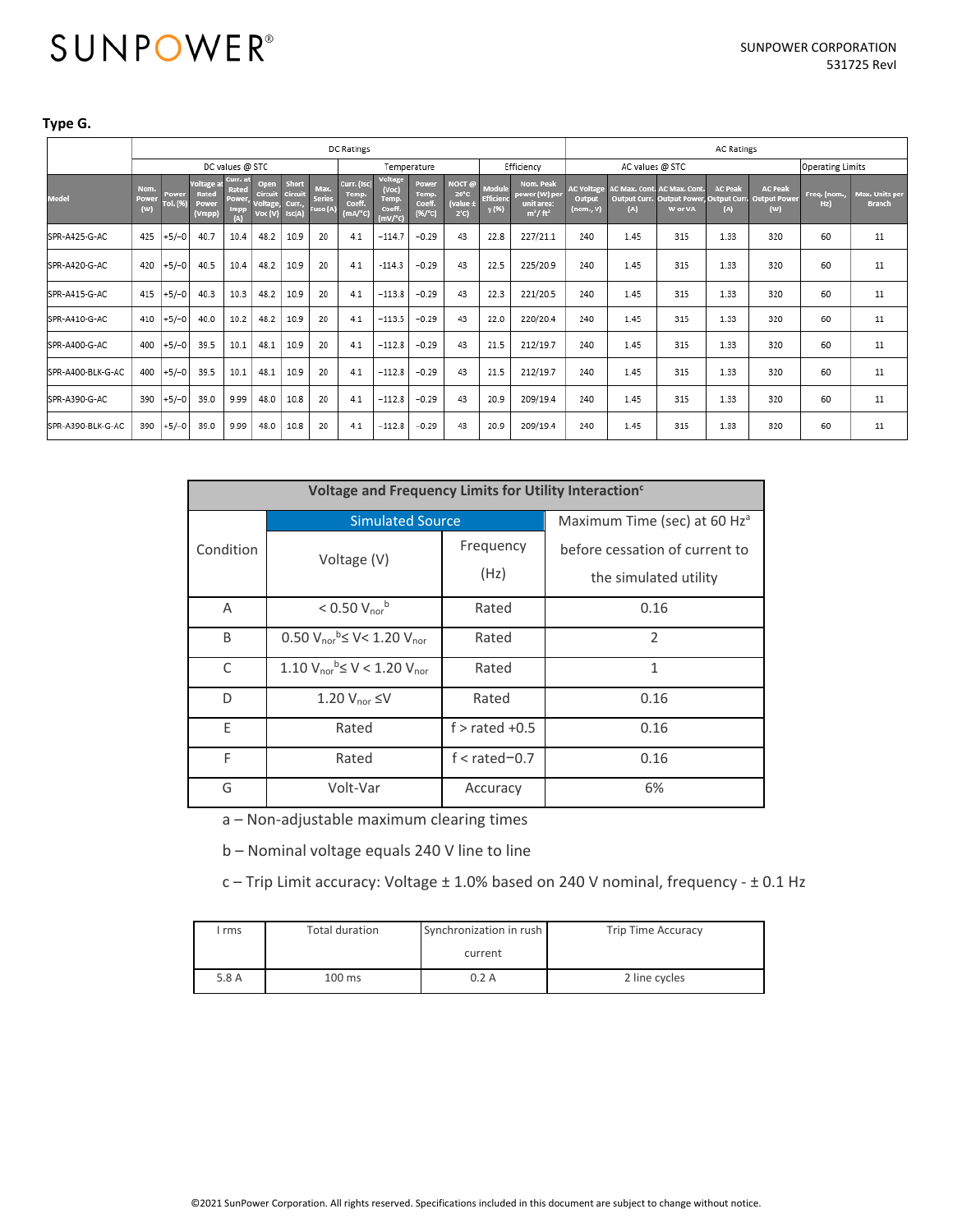**Type G.**

| | DC Ratings | | | | | | | | | | | | | AC Ratings | | | | | | |
|---|---|---|---|---|---|---|---|---|---|---|---|---|---|---|---|---|---|---|---|---|
| | DC values @ STC | | | | | | | Temperature | | | | Efficiency | | AC values @ STC | | | | | Operating Limits | |
| Model | Nom. Power (W) | Power Tol. (%) | Voltage at Rated Power (Vmpp) | Curr. at Rated Power, Impp (A) | Open Circuit Voltage, Voc (V) | Short Circuit Curr., Isc(A) | Max. Series Fuse (A) | Curr. (Isc) Temp. Coeff. (mA/°C) | Voltage (Voc) Temp. Coeff. (mV/°C) | Power Temp. Coeff. (%/°C) | NOCT @ 20°C (value ± 2°C) | Module Efficiency (%) | Nom. Peak power (W) per unit area: m²/ ft² | AC Voltage Output (nom., V) | AC Max. Cont. Output Curr. (A) | AC Max. Cont. Output Power, W or VA | AC Peak Output Curr. (A) | AC Peak Output Power (W) | Freq. (nom., Hz) | Max. Units per Branch |
| SPR-A425-G-AC | 425 | +5/−0 | 40.7 | 10.4 | 48.2 | 10.9 | 20 | 4.1 | −114.7 | −0.29 | 43 | 22.8 | 227/21.1 | 240 | 1.45 | 315 | 1.33 | 320 | 60 | 11 |
| SPR-A420-G-AC | 420 | +5/−0 | 40.5 | 10.4 | 48.2 | 10.9 | 20 | 4.1 | −114.3 | −0.29 | 43 | 22.5 | 225/20.9 | 240 | 1.45 | 315 | 1.33 | 320 | 60 | 11 |
| SPR-A415-G-AC | 415 | +5/−0 | 40.3 | 10.3 | 48.2 | 10.9 | 20 | 4.1 | −113.8 | −0.29 | 43 | 22.3 | 221/20.5 | 240 | 1.45 | 315 | 1.33 | 320 | 60 | 11 |
| SPR-A410-G-AC | 410 | +5/−0 | 40.0 | 10.2 | 48.2 | 10.9 | 20 | 4.1 | −113.5 | −0.29 | 43 | 22.0 | 220/20.4 | 240 | 1.45 | 315 | 1.33 | 320 | 60 | 11 |
| SPR-A400-G-AC | 400 | +5/−0 | 39.5 | 10.1 | 48.1 | 10.9 | 20 | 4.1 | −112.8 | −0.29 | 43 | 21.5 | 212/19.7 | 240 | 1.45 | 315 | 1.33 | 320 | 60 | 11 |
| SPR-A400-BLK-G-AC | 400 | +5/−0 | 39.5 | 10.1 | 48.1 | 10.9 | 20 | 4.1 | −112.8 | −0.29 | 43 | 21.5 | 212/19.7 | 240 | 1.45 | 315 | 1.33 | 320 | 60 | 11 |
| SPR-A390-G-AC | 390 | +5/−0 | 39.0 | 9.99 | 48.0 | 10.8 | 20 | 4.1 | −112.8 | −0.29 | 43 | 20.9 | 209/19.4 | 240 | 1.45 | 315 | 1.33 | 320 | 60 | 11 |
| SPR-A390-BLK-G-AC | 390 | +5/−0 | 39.0 | 9.99 | 48.0 | 10.8 | 20 | 4.1 | −112.8 | −0.29 | 43 | 20.9 | 209/19.4 | 240 | 1.45 | 315 | 1.33 | 320 | 60 | 11 |

| Voltage and Frequency Limits for Utility Interaction[c] | | | |
|---|---|---|---|
| Condition | Simulated Source | | Maximum Time (sec) at 60 Hz[a] before cessation of current to the simulated utility |
| | Voltage (V) | Frequency (Hz) | |
| A | < 0.50 $V_{nor}$[b] | Rated | 0.16 |
| B | 0.50 $V_{nor}$[b] ≤ V < 1.20 $V_{nor}$ | Rated | 2 |
| C | 1.10 $V_{nor}$[b] ≤ V < 1.20 $V_{nor}$ | Rated | 1 |
| D | 1.20 $V_{nor}$ ≤ V | Rated | 0.16 |
| E | Rated | f > rated +0.5 | 0.16 |
| F | Rated | f < rated−0.7 | 0.16 |
| G | Volt-Var | Accuracy | 6% |

a – Non-adjustable maximum clearing times

b – Nominal voltage equals 240 V line to line

c – Trip Limit accuracy: Voltage ± 1.0% based on 240 V nominal, frequency - ± 0.1 Hz

| I rms | Total duration | Synchronization in rush current | Trip Time Accuracy |
|---|---|---|---|
| 5.8 A | 100 ms | 0.2 A | 2 line cycles |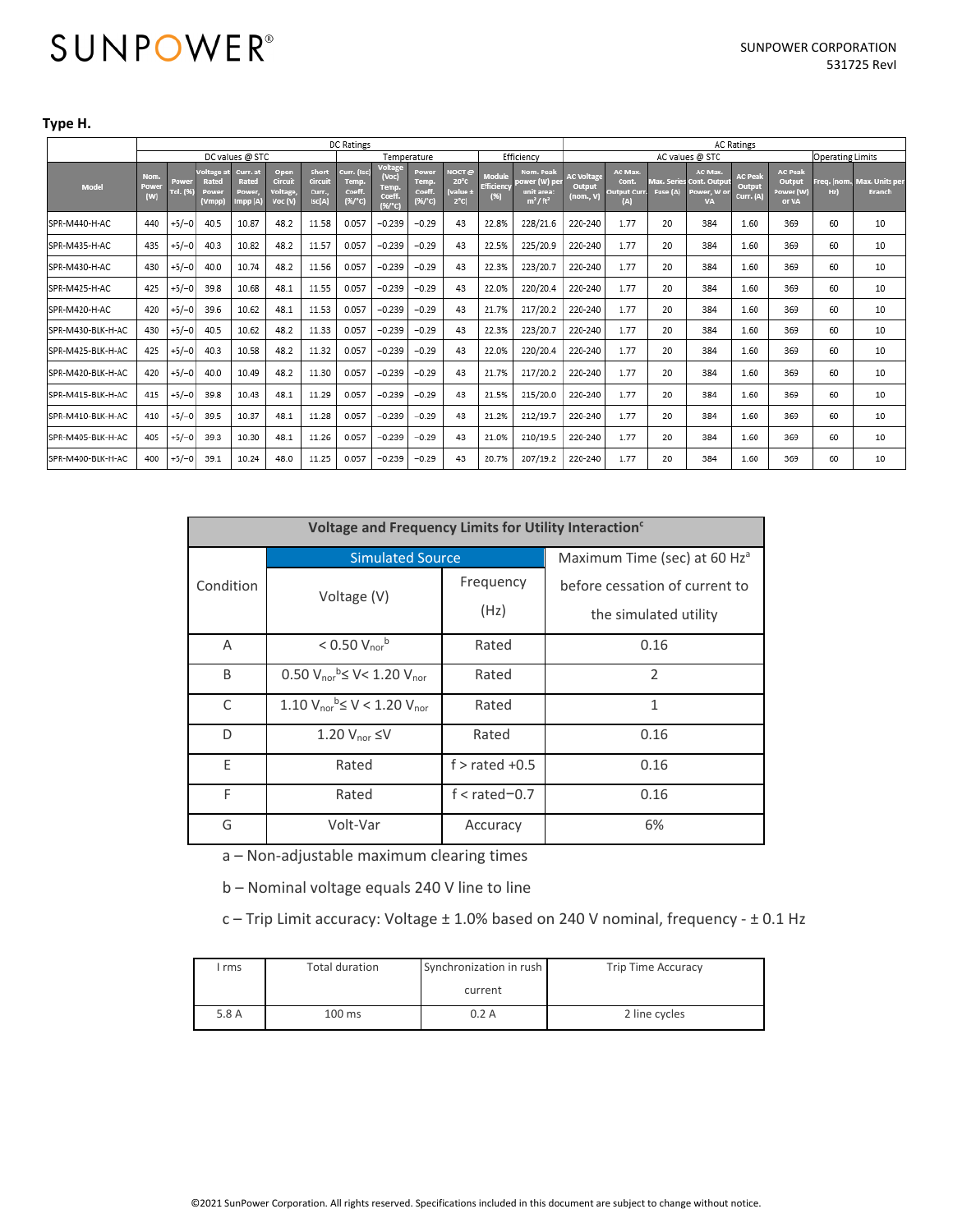**Type H.**

| Model | DC Ratings | | | | | | | | | | | | | AC Ratings | | | | | | | |
|---|---|---|---|---|---|---|---|---|---|---|---|---|---|---|---|---|---|---|---|---|---|
| | DC values @ STC | | | | | | Temperature | | | | Efficiency | | | AC values @ STC | | | | | | Operating Limits | |
| | Nom. Power (W) | Power Tol. (%) | Voltage at Rated Power (Vmpp) | Curr. at Rated Power, Impp (A) | Open Circuit Voltage, Voc (V) | Short Circuit Curr., Isc(A) | Curr. (Isc) Temp. Coeff. (%/°C) | Voltage (Voc) Temp. Coeff. (%/°C) | Power Temp. Coeff. (%/°C) | NOCT @ 20°C (value ± 2°C) | Module Efficiency (%) | Nom. Peak power (W) per unit area: m² / ft² | AC Voltage Output (nom., V) | AC Max. Cont. Output Curr. (A) | Max. Series Fuse (A) | AC Max. Cont. Output Power, W or VA | AC Peak Output Curr. (A) | AC Peak Output Power (W) or VA | Freq. (nom. Hz) | Max. Units per Branch |
| SPR-M440-H-AC | 440 | +5/−0 | 40.5 | 10.87 | 48.2 | 11.58 | 0.057 | −0.239 | −0.29 | 43 | 22.8% | 228/21.6 | 220-240 | 1.77 | 20 | 384 | 1.60 | 369 | 60 | 10 |
| SPR-M435-H-AC | 435 | +5/−0 | 40.3 | 10.82 | 48.2 | 11.57 | 0.057 | −0.239 | −0.29 | 43 | 22.5% | 225/20.9 | 220-240 | 1.77 | 20 | 384 | 1.60 | 369 | 60 | 10 |
| SPR-M430-H-AC | 430 | +5/−0 | 40.0 | 10.74 | 48.2 | 11.56 | 0.057 | −0.239 | −0.29 | 43 | 22.3% | 223/20.7 | 220-240 | 1.77 | 20 | 384 | 1.60 | 369 | 60 | 10 |
| SPR-M425-H-AC | 425 | +5/−0 | 39.8 | 10.68 | 48.1 | 11.55 | 0.057 | −0.239 | −0.29 | 43 | 22.0% | 220/20.4 | 220-240 | 1.77 | 20 | 384 | 1.60 | 369 | 60 | 10 |
| SPR-M420-H-AC | 420 | +5/−0 | 39.6 | 10.62 | 48.1 | 11.53 | 0.057 | −0.239 | −0.29 | 43 | 21.7% | 217/20.2 | 220-240 | 1.77 | 20 | 384 | 1.60 | 369 | 60 | 10 |
| SPR-M430-BLK-H-AC | 430 | +5/−0 | 40.5 | 10.62 | 48.2 | 11.33 | 0.057 | −0.239 | −0.29 | 43 | 22.3% | 223/20.7 | 220-240 | 1.77 | 20 | 384 | 1.60 | 369 | 60 | 10 |
| SPR-M425-BLK-H-AC | 425 | +5/−0 | 40.3 | 10.58 | 48.2 | 11.32 | 0.057 | −0.239 | −0.29 | 43 | 22.0% | 220/20.4 | 220-240 | 1.77 | 20 | 384 | 1.60 | 369 | 60 | 10 |
| SPR-M420-BLK-H-AC | 420 | +5/−0 | 40.0 | 10.49 | 48.2 | 11.30 | 0.057 | −0.239 | −0.29 | 43 | 21.7% | 217/20.2 | 220-240 | 1.77 | 20 | 384 | 1.60 | 369 | 60 | 10 |
| SPR-M415-BLK-H-AC | 415 | +5/−0 | 39.8 | 10.43 | 48.1 | 11.29 | 0.057 | −0.239 | −0.29 | 43 | 21.5% | 215/20.0 | 220-240 | 1.77 | 20 | 384 | 1.60 | 369 | 60 | 10 |
| SPR-M410-BLK-H-AC | 410 | +5/−0 | 39.5 | 10.37 | 48.1 | 11.28 | 0.057 | −0.239 | −0.29 | 43 | 21.2% | 212/19.7 | 220-240 | 1.77 | 20 | 384 | 1.60 | 369 | 60 | 10 |
| SPR-M405-BLK-H-AC | 405 | +5/−0 | 39.3 | 10.30 | 48.1 | 11.26 | 0.057 | −0.239 | −0.29 | 43 | 21.0% | 210/19.5 | 220-240 | 1.77 | 20 | 384 | 1.60 | 369 | 60 | 10 |
| SPR-M400-BLK-H-AC | 400 | +5/−0 | 39.1 | 10.24 | 48.0 | 11.25 | 0.057 | −0.239 | −0.29 | 43 | 20.7% | 207/19.2 | 220-240 | 1.77 | 20 | 384 | 1.60 | 369 | 60 | 10 |

**Voltage and Frequency Limits for Utility Interaction[c]**

| Condition | Simulated Source | | Maximum Time (sec) at 60 Hz[a] before cessation of current to the simulated utility |
|---|---|---|---|
| | Voltage (V) | Frequency (Hz) | |
| A | $< 0.50\ V_{nor}$[b] | Rated | 0.16 |
| B | $0.50\ V_{nor}$[b] $\leq V < 1.20\ V_{nor}$ | Rated | 2 |
| C | $1.10\ V_{nor}$[b] $\leq V < 1.20\ V_{nor}$ | Rated | 1 |
| D | $1.20\ V_{nor} \leq V$ | Rated | 0.16 |
| E | Rated | f > rated +0.5 | 0.16 |
| F | Rated | f < rated−0.7 | 0.16 |
| G | Volt-Var | Accuracy | 6% |

a – Non-adjustable maximum clearing times

b – Nominal voltage equals 240 V line to line

c – Trip Limit accuracy: Voltage ± 1.0% based on 240 V nominal, frequency - ± 0.1 Hz

| I rms | Total duration | Synchronization in rush current | Trip Time Accuracy |
|---|---|---|---|
| 5.8 A | 100 ms | 0.2 A | 2 line cycles |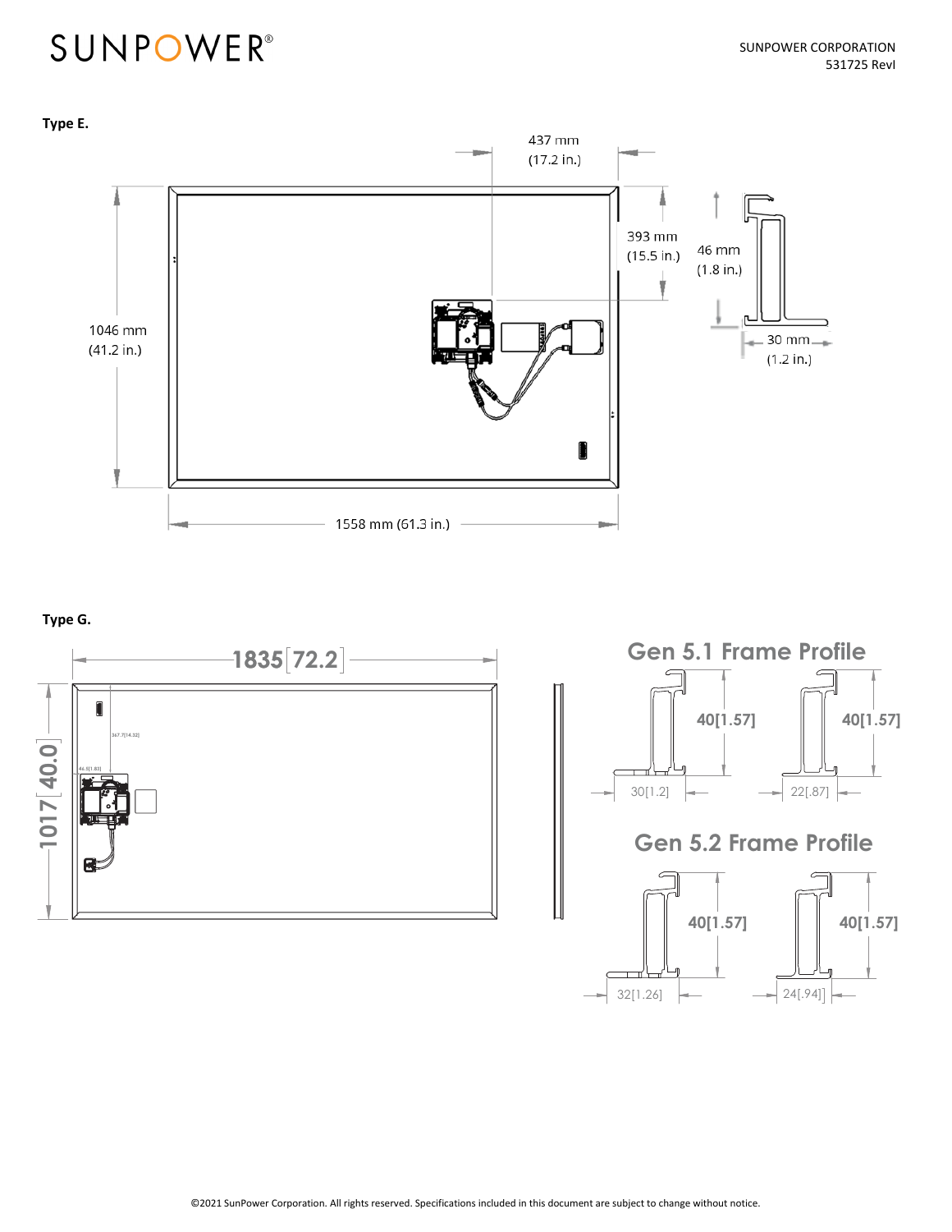**Type E.**

437 mm (17.2 in.)

393 mm (15.5 in.)

46 mm (1.8 in.)

30 mm (1.2 in.)

1046 mm (41.2 in.)

1558 mm (61.3 in.)

**Type G.**

1835[72.2]

1017[40.0]

367.7[14.32]

46.5[1.83]

## Gen 5.1 Frame Profile

40[1.57]

30[1.2]

40[1.57]

22[.87]

## Gen 5.2 Frame Profile

40[1.57]

32[1.26]

40[1.57]

24[.94]

©2021 SunPower Corporation. All rights reserved. Specifications included in this document are subject to change without notice.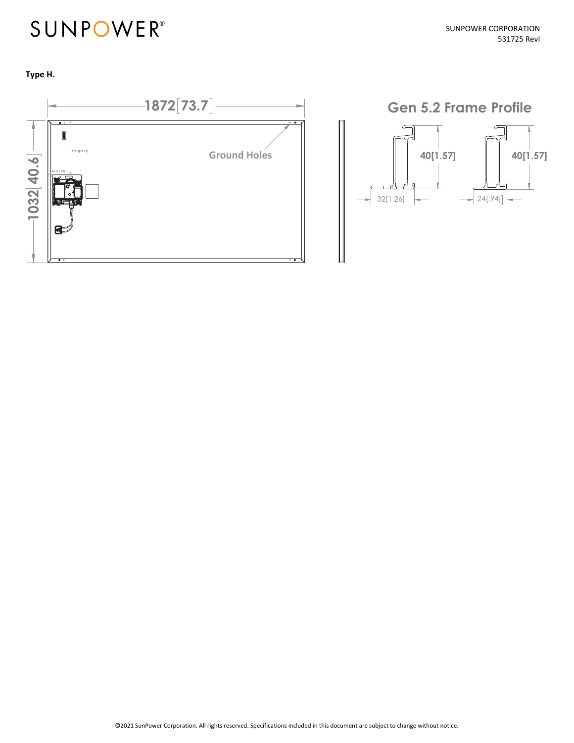**Type H.**

1872[73.7]

1032[40.6]

Ground Holes

375.2[14.77]

46.5[1.83]

Gen 5.2 Frame Profile

40[1.57]

40[1.57]

32[1.26]

24[.94]